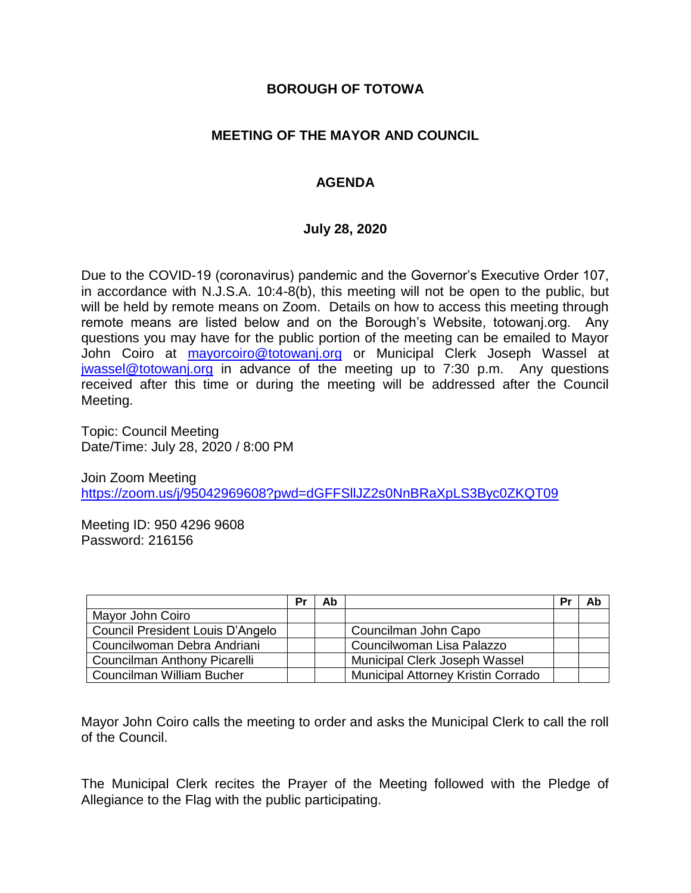# BOROUGH OF TOTOWA

## MEETING OF THE MAYOR AND COUNCIL

## AGENDA

### July 28, 2020

Due to the COVID-19 (coronavirus) pandemic and the Governor's Executive Order 107, in accordance with N.J.S.A. 10:4-8(b), this meeting will not be open to the public, but will be held by remote means on Zoom. Details on how to access this meeting through remote means are listed below and on the Borough's Website, totowanj.org. Any questions you may have for the public portion of the meeting can be emailed to Mayor John Coiro at mayorcoiro@totowanj.org or Municipal Clerk Joseph Wassel at jwassel@totowanj.org in advance of the meeting up to 7:30 p.m. Any questions received after this time or during the meeting will be addressed after the Council Meeting.

Topic: Council Meeting
Date/Time: July 28, 2020 / 8:00 PM

Join Zoom Meeting
https://zoom.us/j/95042969608?pwd=dGFFSllJZ2s0NnBRaXpLS3Byc0ZKQT09

Meeting ID: 950 4296 9608
Password: 216156

| | Pr | Ab | | Pr | Ab |
|---|---|---|---|---|---|
| Mayor John Coiro | | | | | |
| Council President Louis D'Angelo | | | Councilman John Capo | | |
| Councilwoman Debra Andriani | | | Councilwoman Lisa Palazzo | | |
| Councilman Anthony Picarelli | | | Municipal Clerk Joseph Wassel | | |
| Councilman William Bucher | | | Municipal Attorney Kristin Corrado | | |

Mayor John Coiro calls the meeting to order and asks the Municipal Clerk to call the roll of the Council.

The Municipal Clerk recites the Prayer of the Meeting followed with the Pledge of Allegiance to the Flag with the public participating.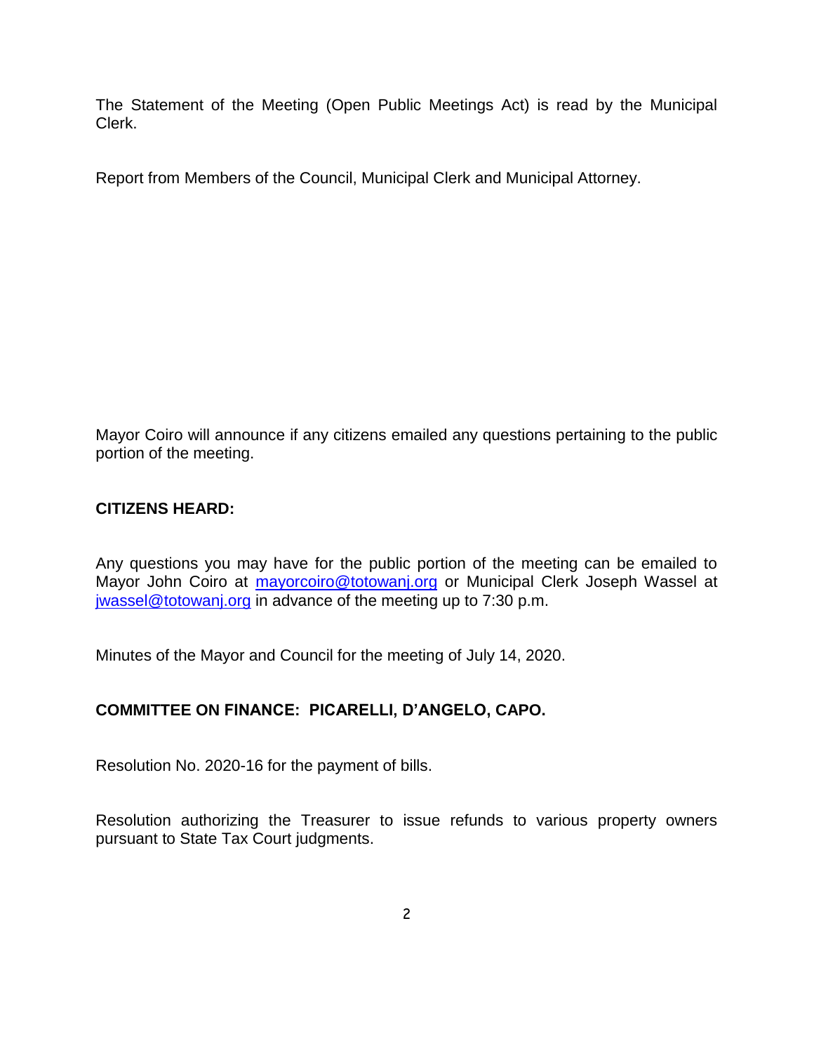The Statement of the Meeting (Open Public Meetings Act) is read by the Municipal Clerk.

Report from Members of the Council, Municipal Clerk and Municipal Attorney.

Mayor Coiro will announce if any citizens emailed any questions pertaining to the public portion of the meeting.

**CITIZENS HEARD:**

Any questions you may have for the public portion of the meeting can be emailed to Mayor John Coiro at [mayorcoiro@totowanj.org](mailto:mayorcoiro@totowanj.org) or Municipal Clerk Joseph Wassel at [jwassel@totowanj.org](mailto:jwassel@totowanj.org) in advance of the meeting up to 7:30 p.m.

Minutes of the Mayor and Council for the meeting of July 14, 2020.

**COMMITTEE ON FINANCE: PICARELLI, D'ANGELO, CAPO.**

Resolution No. 2020-16 for the payment of bills.

Resolution authorizing the Treasurer to issue refunds to various property owners pursuant to State Tax Court judgments.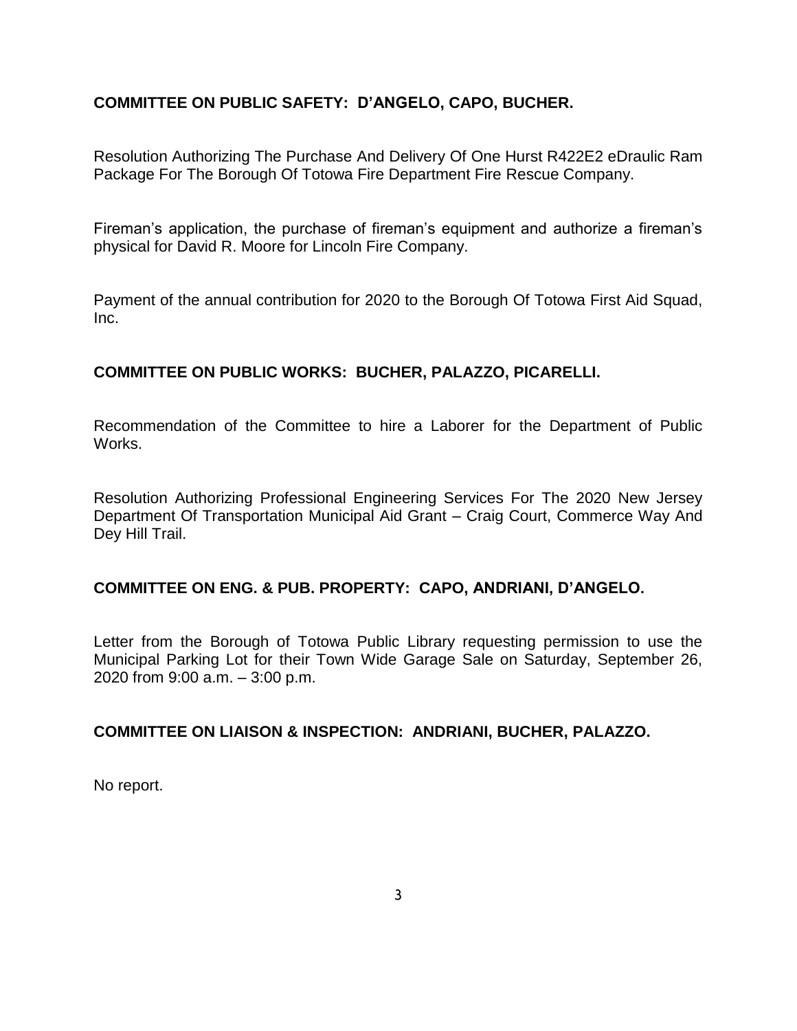**COMMITTEE ON PUBLIC SAFETY: D'ANGELO, CAPO, BUCHER.**

Resolution Authorizing The Purchase And Delivery Of One Hurst R422E2 eDraulic Ram Package For The Borough Of Totowa Fire Department Fire Rescue Company.

Fireman's application, the purchase of fireman's equipment and authorize a fireman's physical for David R. Moore for Lincoln Fire Company.

Payment of the annual contribution for 2020 to the Borough Of Totowa First Aid Squad, Inc.

**COMMITTEE ON PUBLIC WORKS: BUCHER, PALAZZO, PICARELLI.**

Recommendation of the Committee to hire a Laborer for the Department of Public Works.

Resolution Authorizing Professional Engineering Services For The 2020 New Jersey Department Of Transportation Municipal Aid Grant – Craig Court, Commerce Way And Dey Hill Trail.

**COMMITTEE ON ENG. & PUB. PROPERTY: CAPO, ANDRIANI, D'ANGELO.**

Letter from the Borough of Totowa Public Library requesting permission to use the Municipal Parking Lot for their Town Wide Garage Sale on Saturday, September 26, 2020 from 9:00 a.m. – 3:00 p.m.

**COMMITTEE ON LIAISON & INSPECTION: ANDRIANI, BUCHER, PALAZZO.**

No report.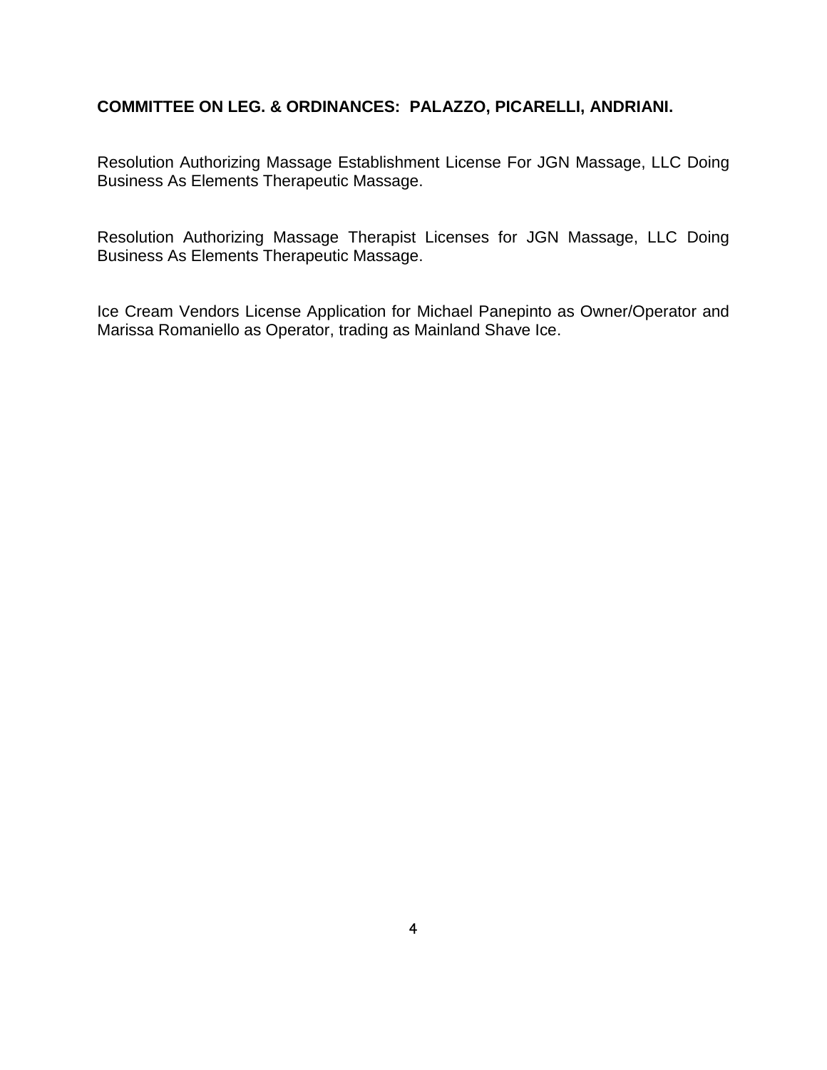**COMMITTEE ON LEG. & ORDINANCES: PALAZZO, PICARELLI, ANDRIANI.**

Resolution Authorizing Massage Establishment License For JGN Massage, LLC Doing Business As Elements Therapeutic Massage.

Resolution Authorizing Massage Therapist Licenses for JGN Massage, LLC Doing Business As Elements Therapeutic Massage.

Ice Cream Vendors License Application for Michael Panepinto as Owner/Operator and Marissa Romaniello as Operator, trading as Mainland Shave Ice.